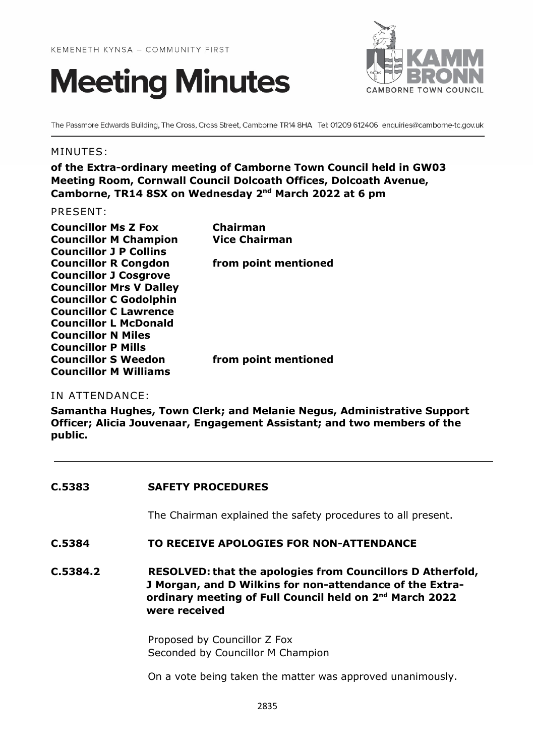KEMENETH KYNSA – COMMUNITY FIRST

# Meeting Minutes

KAMM BRONN
CAMBORNE TOWN COUNCIL

The Passmore Edwards Building, The Cross, Cross Street, Camborne TR14 8HA Tel: 01209 612406 enquiries@camborne-tc.gov.uk

MINUTES:

**of the Extra-ordinary meeting of Camborne Town Council held in GW03 Meeting Room, Cornwall Council Dolcoath Offices, Dolcoath Avenue, Camborne, TR14 8SX on Wednesday 2nd March 2022 at 6 pm**

PRESENT:

| | |
|---|---|
| **Councillor Ms Z Fox** | **Chairman** |
| **Councillor M Champion** | **Vice Chairman** |
| **Councillor J P Collins** | |
| **Councillor R Congdon** | **from point mentioned** |
| **Councillor J Cosgrove** | |
| **Councillor Mrs V Dalley** | |
| **Councillor C Godolphin** | |
| **Councillor C Lawrence** | |
| **Councillor L McDonald** | |
| **Councillor N Miles** | |
| **Councillor P Mills** | |
| **Councillor S Weedon** | **from point mentioned** |
| **Councillor M Williams** | |

IN ATTENDANCE:

**Samantha Hughes, Town Clerk; and Melanie Negus, Administrative Support Officer; Alicia Jouvenaar, Engagement Assistant; and two members of the public.**

---

**C.5383 SAFETY PROCEDURES**

The Chairman explained the safety procedures to all present.

**C.5384 TO RECEIVE APOLOGIES FOR NON-ATTENDANCE**

**C.5384.2 RESOLVED: that the apologies from Councillors D Atherfold, J Morgan, and D Wilkins for non-attendance of the Extra-ordinary meeting of Full Council held on 2nd March 2022 were received**

Proposed by Councillor Z Fox
Seconded by Councillor M Champion

On a vote being taken the matter was approved unanimously.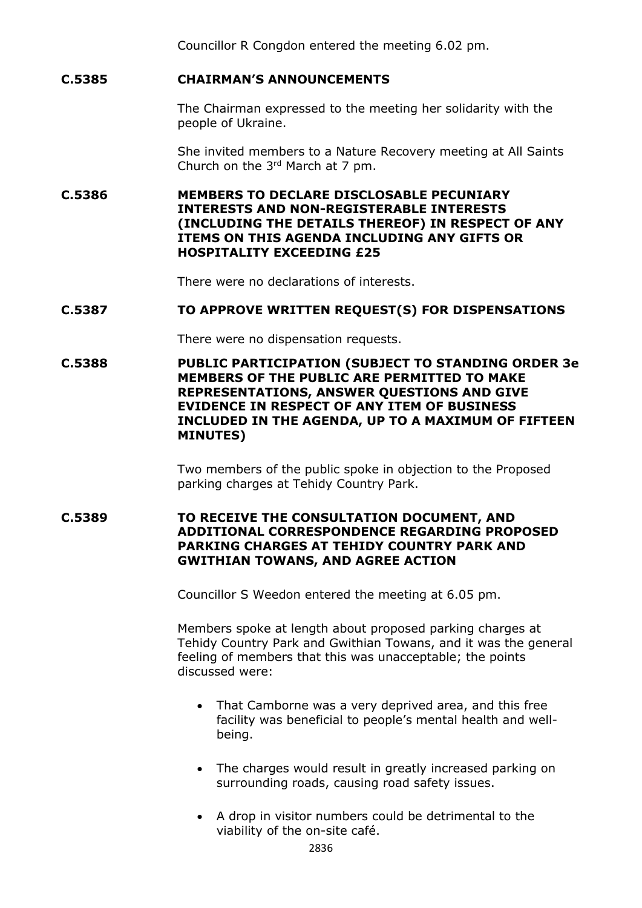Councillor R Congdon entered the meeting 6.02 pm.

**C.5385 CHAIRMAN'S ANNOUNCEMENTS**

The Chairman expressed to the meeting her solidarity with the people of Ukraine.

She invited members to a Nature Recovery meeting at All Saints Church on the 3rd March at 7 pm.

**C.5386 MEMBERS TO DECLARE DISCLOSABLE PECUNIARY INTERESTS AND NON-REGISTERABLE INTERESTS (INCLUDING THE DETAILS THEREOF) IN RESPECT OF ANY ITEMS ON THIS AGENDA INCLUDING ANY GIFTS OR HOSPITALITY EXCEEDING £25**

There were no declarations of interests.

**C.5387 TO APPROVE WRITTEN REQUEST(S) FOR DISPENSATIONS**

There were no dispensation requests.

**C.5388 PUBLIC PARTICIPATION (SUBJECT TO STANDING ORDER 3e MEMBERS OF THE PUBLIC ARE PERMITTED TO MAKE REPRESENTATIONS, ANSWER QUESTIONS AND GIVE EVIDENCE IN RESPECT OF ANY ITEM OF BUSINESS INCLUDED IN THE AGENDA, UP TO A MAXIMUM OF FIFTEEN MINUTES)**

Two members of the public spoke in objection to the Proposed parking charges at Tehidy Country Park.

**C.5389 TO RECEIVE THE CONSULTATION DOCUMENT, AND ADDITIONAL CORRESPONDENCE REGARDING PROPOSED PARKING CHARGES AT TEHIDY COUNTRY PARK AND GWITHIAN TOWANS, AND AGREE ACTION**

Councillor S Weedon entered the meeting at 6.05 pm.

Members spoke at length about proposed parking charges at Tehidy Country Park and Gwithian Towans, and it was the general feeling of members that this was unacceptable; the points discussed were:

- That Camborne was a very deprived area, and this free facility was beneficial to people's mental health and well-being.
- The charges would result in greatly increased parking on surrounding roads, causing road safety issues.
- A drop in visitor numbers could be detrimental to the viability of the on-site café.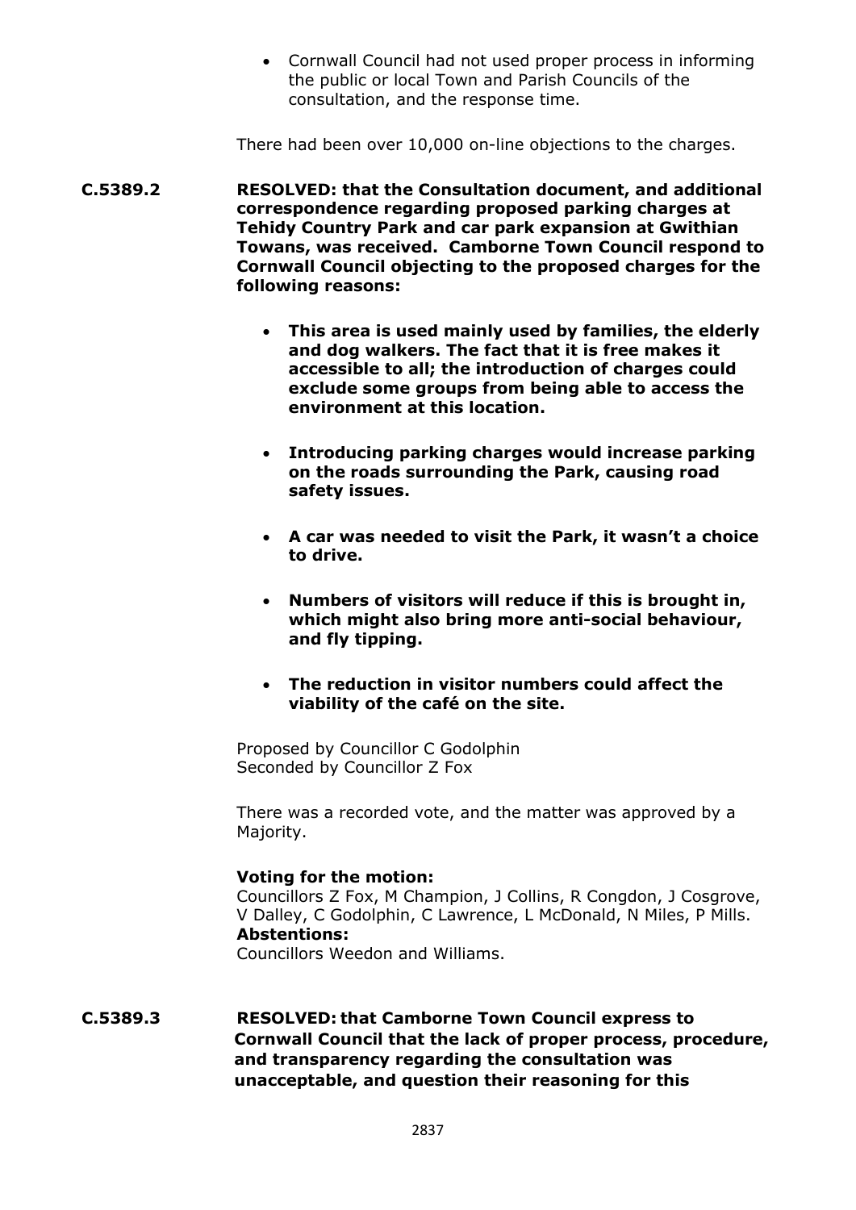- Cornwall Council had not used proper process in informing the public or local Town and Parish Councils of the consultation, and the response time.

There had been over 10,000 on-line objections to the charges.

**C.5389.2 RESOLVED: that the Consultation document, and additional correspondence regarding proposed parking charges at Tehidy Country Park and car park expansion at Gwithian Towans, was received. Camborne Town Council respond to Cornwall Council objecting to the proposed charges for the following reasons:**

- **This area is used mainly used by families, the elderly and dog walkers. The fact that it is free makes it accessible to all; the introduction of charges could exclude some groups from being able to access the environment at this location.**
- **Introducing parking charges would increase parking on the roads surrounding the Park, causing road safety issues.**
- **A car was needed to visit the Park, it wasn't a choice to drive.**
- **Numbers of visitors will reduce if this is brought in, which might also bring more anti-social behaviour, and fly tipping.**
- **The reduction in visitor numbers could affect the viability of the café on the site.**

Proposed by Councillor C Godolphin
Seconded by Councillor Z Fox

There was a recorded vote, and the matter was approved by a Majority.

**Voting for the motion:**
Councillors Z Fox, M Champion, J Collins, R Congdon, J Cosgrove, V Dalley, C Godolphin, C Lawrence, L McDonald, N Miles, P Mills.
**Abstentions:**
Councillors Weedon and Williams.

**C.5389.3 RESOLVED: that Camborne Town Council express to Cornwall Council that the lack of proper process, procedure, and transparency regarding the consultation was unacceptable, and question their reasoning for this**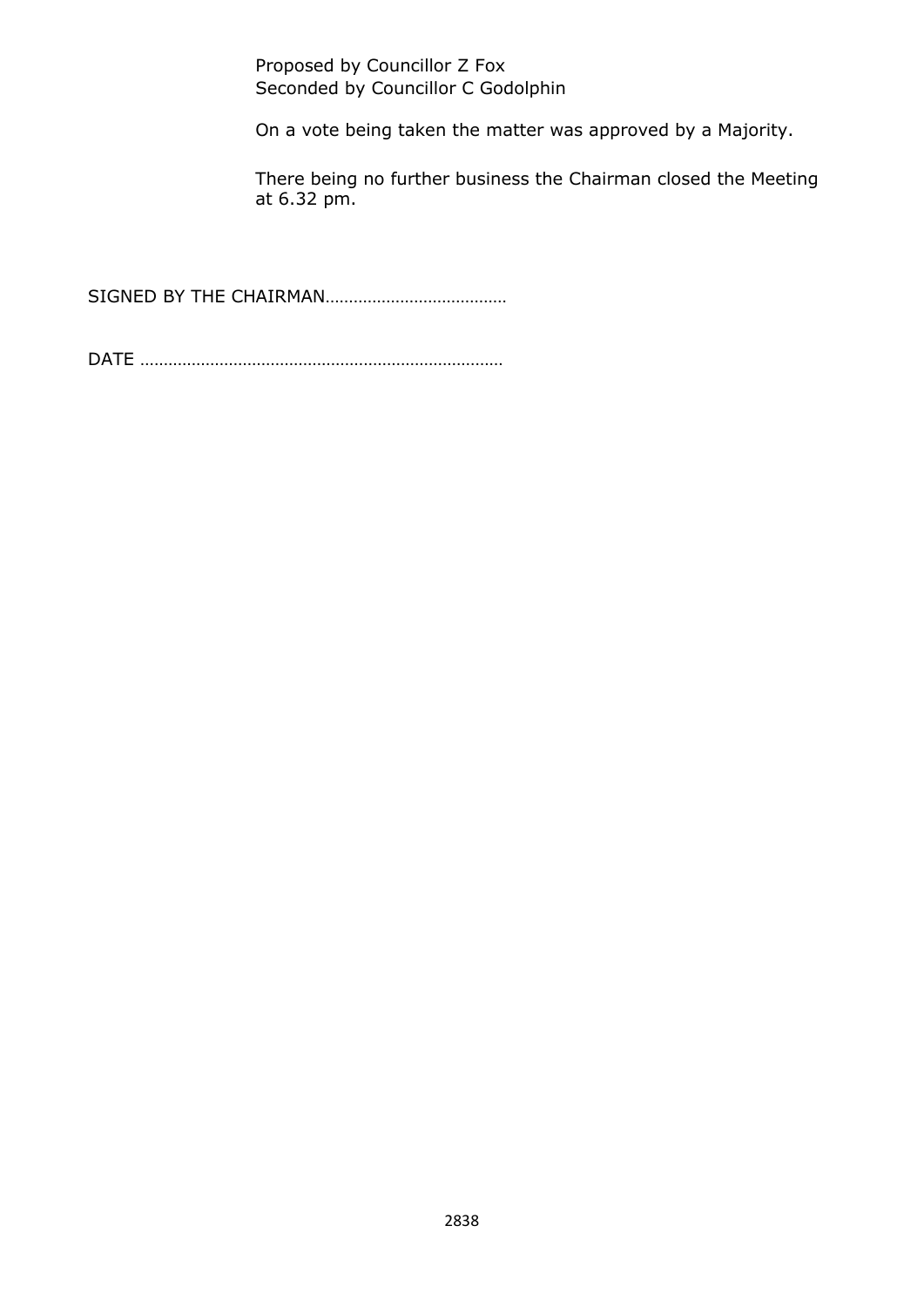Proposed by Councillor Z Fox
Seconded by Councillor C Godolphin

On a vote being taken the matter was approved by a Majority.

There being no further business the Chairman closed the Meeting at 6.32 pm.

SIGNED BY THE CHAIRMAN…………………………………

DATE ……………………………………………………………………